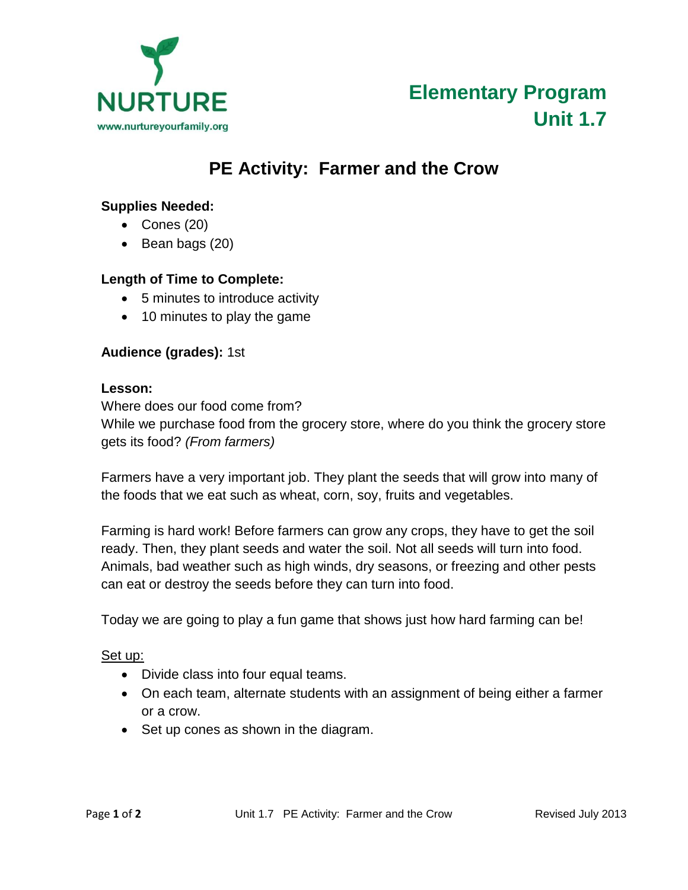NURTURE

www.nurtureyourfamily.org

**Elementary Program**
**Unit 1.7**

# PE Activity: Farmer and the Crow

**Supplies Needed:**

- Cones (20)
- Bean bags (20)

**Length of Time to Complete:**

- 5 minutes to introduce activity
- 10 minutes to play the game

**Audience (grades):** 1st

**Lesson:**

Where does our food come from?
While we purchase food from the grocery store, where do you think the grocery store gets its food? *(From farmers)*

Farmers have a very important job. They plant the seeds that will grow into many of the foods that we eat such as wheat, corn, soy, fruits and vegetables.

Farming is hard work! Before farmers can grow any crops, they have to get the soil ready. Then, they plant seeds and water the soil. Not all seeds will turn into food. Animals, bad weather such as high winds, dry seasons, or freezing and other pests can eat or destroy the seeds before they can turn into food.

Today we are going to play a fun game that shows just how hard farming can be!

Set up:

- Divide class into four equal teams.
- On each team, alternate students with an assignment of being either a farmer or a crow.
- Set up cones as shown in the diagram.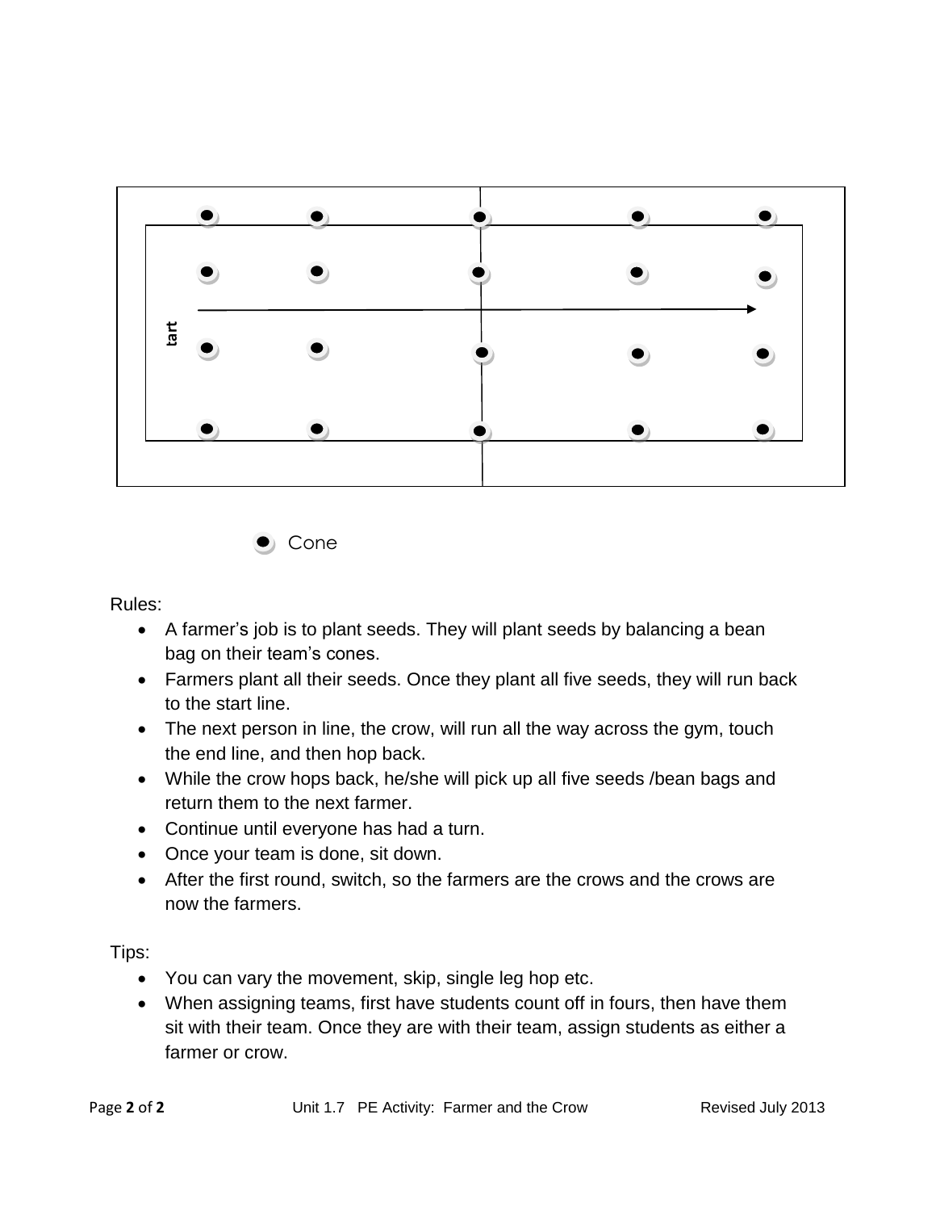tart

Cone

Rules:

- A farmer's job is to plant seeds. They will plant seeds by balancing a bean bag on their team's cones.
- Farmers plant all their seeds. Once they plant all five seeds, they will run back to the start line.
- The next person in line, the crow, will run all the way across the gym, touch the end line, and then hop back.
- While the crow hops back, he/she will pick up all five seeds /bean bags and return them to the next farmer.
- Continue until everyone has had a turn.
- Once your team is done, sit down.
- After the first round, switch, so the farmers are the crows and the crows are now the farmers.

Tips:

- You can vary the movement, skip, single leg hop etc.
- When assigning teams, first have students count off in fours, then have them sit with their team. Once they are with their team, assign students as either a farmer or crow.